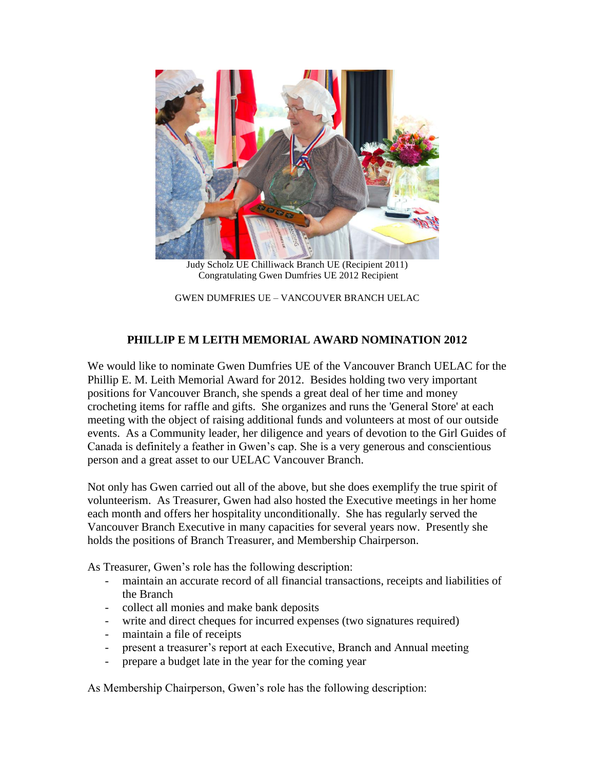Judy Scholz UE Chilliwack Branch UE (Recipient 2011)
Congratulating Gwen Dumfries UE 2012 Recipient

GWEN DUMFRIES UE – VANCOUVER BRANCH UELAC

## PHILLIP E M LEITH MEMORIAL AWARD NOMINATION 2012

We would like to nominate Gwen Dumfries UE of the Vancouver Branch UELAC for the Phillip E. M. Leith Memorial Award for 2012. Besides holding two very important positions for Vancouver Branch, she spends a great deal of her time and money crocheting items for raffle and gifts. She organizes and runs the 'General Store' at each meeting with the object of raising additional funds and volunteers at most of our outside events. As a Community leader, her diligence and years of devotion to the Girl Guides of Canada is definitely a feather in Gwen's cap. She is a very generous and conscientious person and a great asset to our UELAC Vancouver Branch.

Not only has Gwen carried out all of the above, but she does exemplify the true spirit of volunteerism. As Treasurer, Gwen had also hosted the Executive meetings in her home each month and offers her hospitality unconditionally. She has regularly served the Vancouver Branch Executive in many capacities for several years now. Presently she holds the positions of Branch Treasurer, and Membership Chairperson.

As Treasurer, Gwen's role has the following description:

- maintain an accurate record of all financial transactions, receipts and liabilities of the Branch
- collect all monies and make bank deposits
- write and direct cheques for incurred expenses (two signatures required)
- maintain a file of receipts
- present a treasurer's report at each Executive, Branch and Annual meeting
- prepare a budget late in the year for the coming year

As Membership Chairperson, Gwen's role has the following description: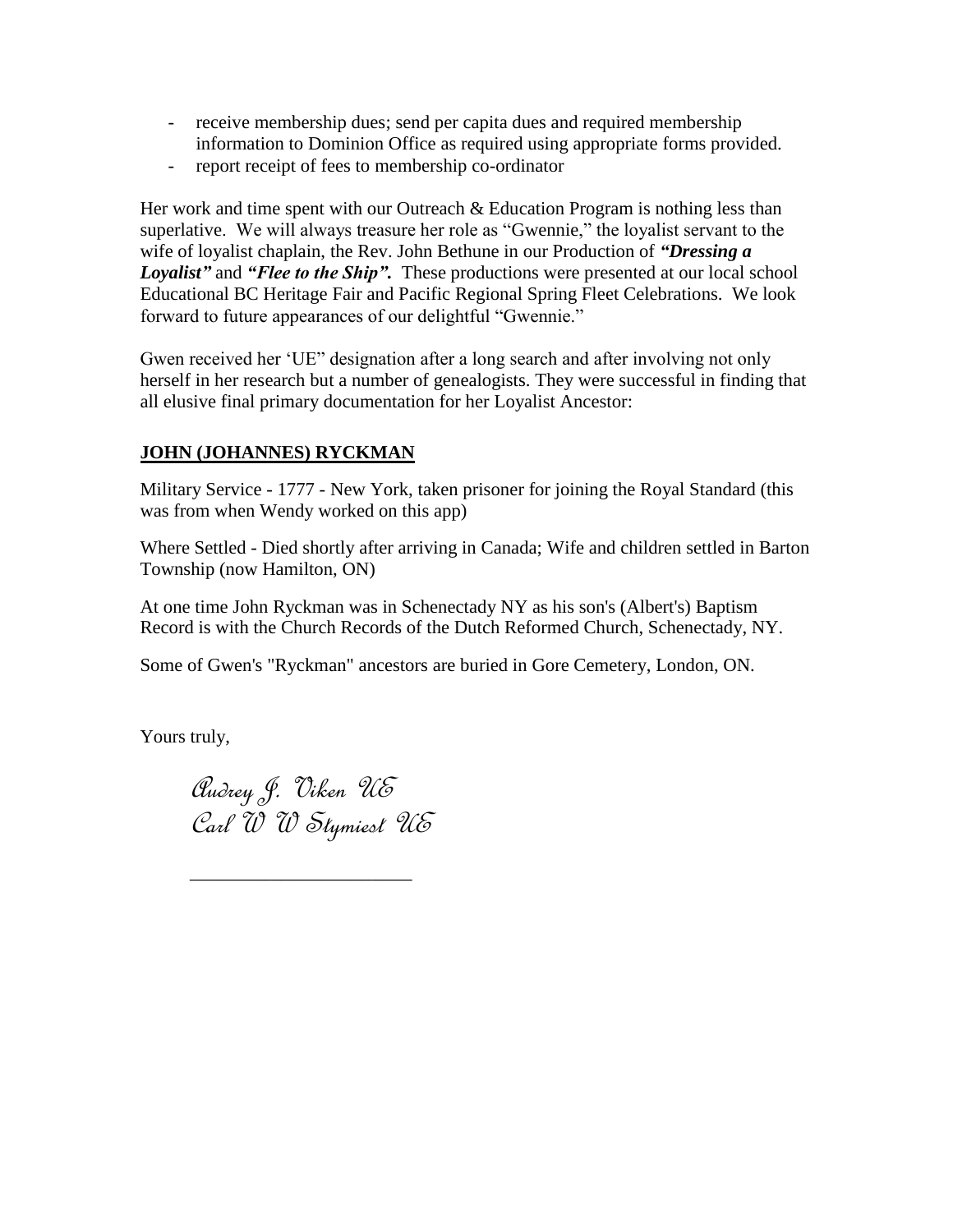- receive membership dues; send per capita dues and required membership information to Dominion Office as required using appropriate forms provided.
- report receipt of fees to membership co-ordinator

Her work and time spent with our Outreach & Education Program is nothing less than superlative. We will always treasure her role as "Gwennie," the loyalist servant to the wife of loyalist chaplain, the Rev. John Bethune in our Production of ***"Dressing a Loyalist"*** and ***"Flee to the Ship".*** These productions were presented at our local school Educational BC Heritage Fair and Pacific Regional Spring Fleet Celebrations. We look forward to future appearances of our delightful "Gwennie."

Gwen received her 'UE" designation after a long search and after involving not only herself in her research but a number of genealogists. They were successful in finding that all elusive final primary documentation for her Loyalist Ancestor:

**JOHN (JOHANNES) RYCKMAN**

Military Service - 1777 - New York, taken prisoner for joining the Royal Standard (this was from when Wendy worked on this app)

Where Settled - Died shortly after arriving in Canada; Wife and children settled in Barton Township (now Hamilton, ON)

At one time John Ryckman was in Schenectady NY as his son's (Albert's) Baptism Record is with the Church Records of the Dutch Reformed Church, Schenectady, NY.

Some of Gwen's "Ryckman" ancestors are buried in Gore Cemetery, London, ON.

Yours truly,

*Audrey J. Viken UE*
*Carl W W Stymiest UE*

\_\_\_\_\_\_\_\_\_\_\_\_\_\_\_\_\_\_\_\_\_\_\_